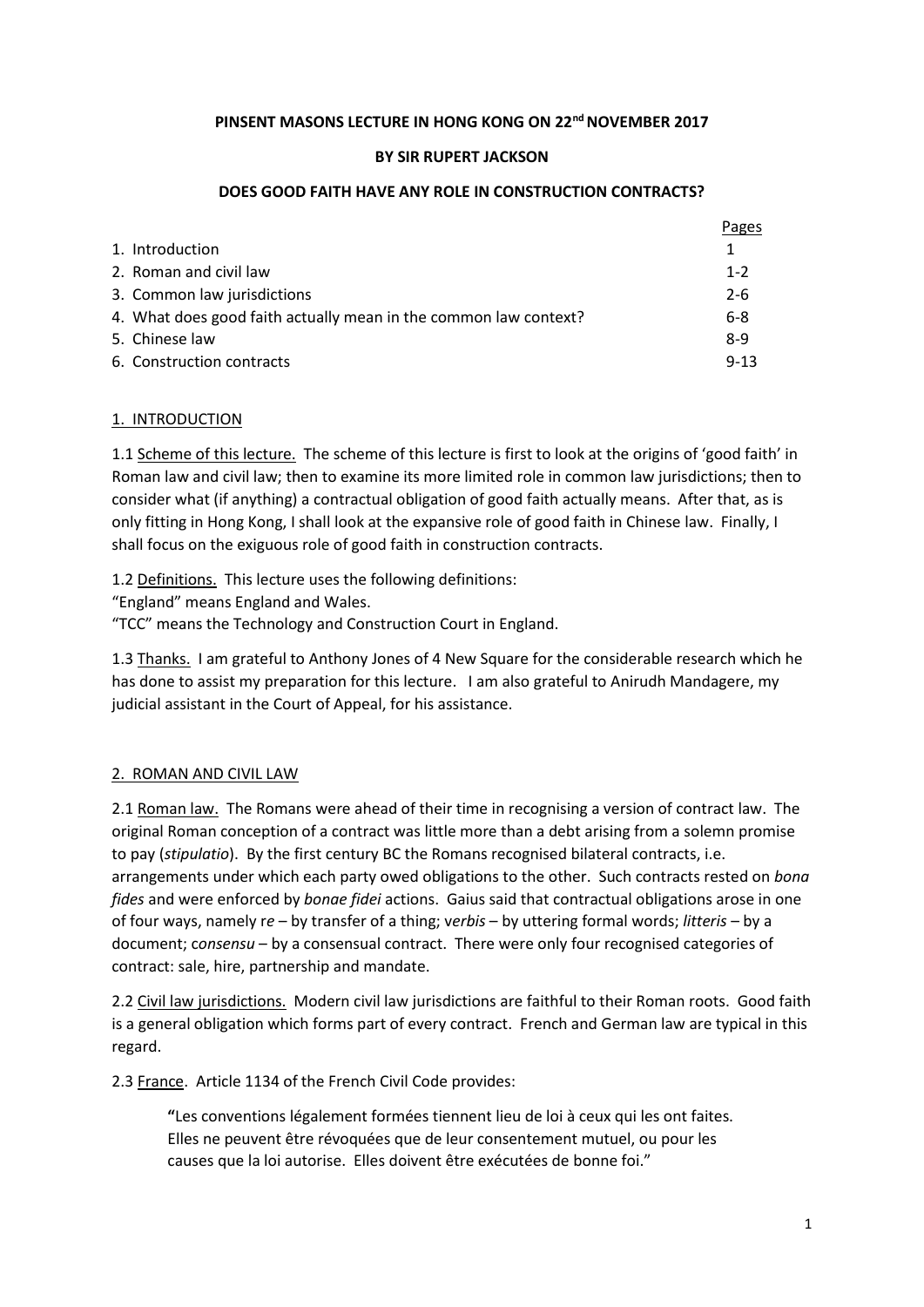**PINSENT MASONS LECTURE IN HONG KONG ON 22nd NOVEMBER 2017**

**BY SIR RUPERT JACKSON**

**DOES GOOD FAITH HAVE ANY ROLE IN CONSTRUCTION CONTRACTS?**

| | Pages |
|---|---|
| 1. Introduction | 1 |
| 2. Roman and civil law | 1-2 |
| 3. Common law jurisdictions | 2-6 |
| 4. What does good faith actually mean in the common law context? | 6-8 |
| 5. Chinese law | 8-9 |
| 6. Construction contracts | 9-13 |

## 1. INTRODUCTION

1.1 Scheme of this lecture. The scheme of this lecture is first to look at the origins of 'good faith' in Roman law and civil law; then to examine its more limited role in common law jurisdictions; then to consider what (if anything) a contractual obligation of good faith actually means. After that, as is only fitting in Hong Kong, I shall look at the expansive role of good faith in Chinese law. Finally, I shall focus on the exiguous role of good faith in construction contracts.

1.2 Definitions. This lecture uses the following definitions:
"England" means England and Wales.
"TCC" means the Technology and Construction Court in England.

1.3 Thanks. I am grateful to Anthony Jones of 4 New Square for the considerable research which he has done to assist my preparation for this lecture. I am also grateful to Anirudh Mandagere, my judicial assistant in the Court of Appeal, for his assistance.

## 2. ROMAN AND CIVIL LAW

2.1 Roman law. The Romans were ahead of their time in recognising a version of contract law. The original Roman conception of a contract was little more than a debt arising from a solemn promise to pay (*stipulatio*). By the first century BC the Romans recognised bilateral contracts, i.e. arrangements under which each party owed obligations to the other. Such contracts rested on *bona fides* and were enforced by *bonae fidei* actions. Gaius said that contractual obligations arose in one of four ways, namely r*e* – by transfer of a thing; v*erbis* – by uttering formal words; *litteris* – by a document; c*onsensu* – by a consensual contract. There were only four recognised categories of contract: sale, hire, partnership and mandate.

2.2 Civil law jurisdictions. Modern civil law jurisdictions are faithful to their Roman roots. Good faith is a general obligation which forms part of every contract. French and German law are typical in this regard.

2.3 France. Article 1134 of the French Civil Code provides:

> "Les conventions légalement formées tiennent lieu de loi à ceux qui les ont faites. Elles ne peuvent être révoquées que de leur consentement mutuel, ou pour les causes que la loi autorise. Elles doivent être exécutées de bonne foi."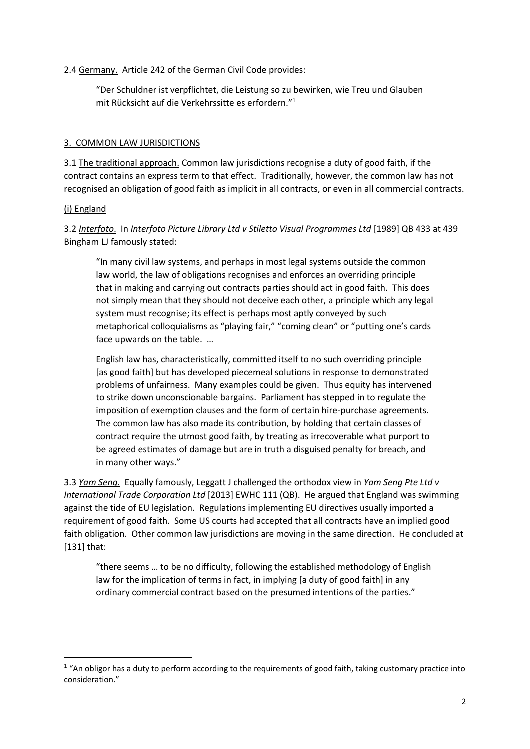2.4 Germany. Article 242 of the German Civil Code provides:

> "Der Schuldner ist verpflichtet, die Leistung so zu bewirken, wie Treu und Glauben mit Rücksicht auf die Verkehrssitte es erfordern."[1]

## 3. COMMON LAW JURISDICTIONS

3.1 The traditional approach. Common law jurisdictions recognise a duty of good faith, if the contract contains an express term to that effect. Traditionally, however, the common law has not recognised an obligation of good faith as implicit in all contracts, or even in all commercial contracts.

### (i) England

3.2 *Interfoto*. In *Interfoto Picture Library Ltd v Stiletto Visual Programmes Ltd* [1989] QB 433 at 439 Bingham LJ famously stated:

> "In many civil law systems, and perhaps in most legal systems outside the common law world, the law of obligations recognises and enforces an overriding principle that in making and carrying out contracts parties should act in good faith. This does not simply mean that they should not deceive each other, a principle which any legal system must recognise; its effect is perhaps most aptly conveyed by such metaphorical colloquialisms as "playing fair," "coming clean" or "putting one's cards face upwards on the table. …
>
> English law has, characteristically, committed itself to no such overriding principle [as good faith] but has developed piecemeal solutions in response to demonstrated problems of unfairness. Many examples could be given. Thus equity has intervened to strike down unconscionable bargains. Parliament has stepped in to regulate the imposition of exemption clauses and the form of certain hire-purchase agreements. The common law has also made its contribution, by holding that certain classes of contract require the utmost good faith, by treating as irrecoverable what purport to be agreed estimates of damage but are in truth a disguised penalty for breach, and in many other ways."

3.3 *Yam Seng*. Equally famously, Leggatt J challenged the orthodox view in *Yam Seng Pte Ltd v International Trade Corporation Ltd* [2013] EWHC 111 (QB). He argued that England was swimming against the tide of EU legislation. Regulations implementing EU directives usually imported a requirement of good faith. Some US courts had accepted that all contracts have an implied good faith obligation. Other common law jurisdictions are moving in the same direction. He concluded at [131] that:

> "there seems … to be no difficulty, following the established methodology of English law for the implication of terms in fact, in implying [a duty of good faith] in any ordinary commercial contract based on the presumed intentions of the parties."

---

[1] "An obligor has a duty to perform according to the requirements of good faith, taking customary practice into consideration."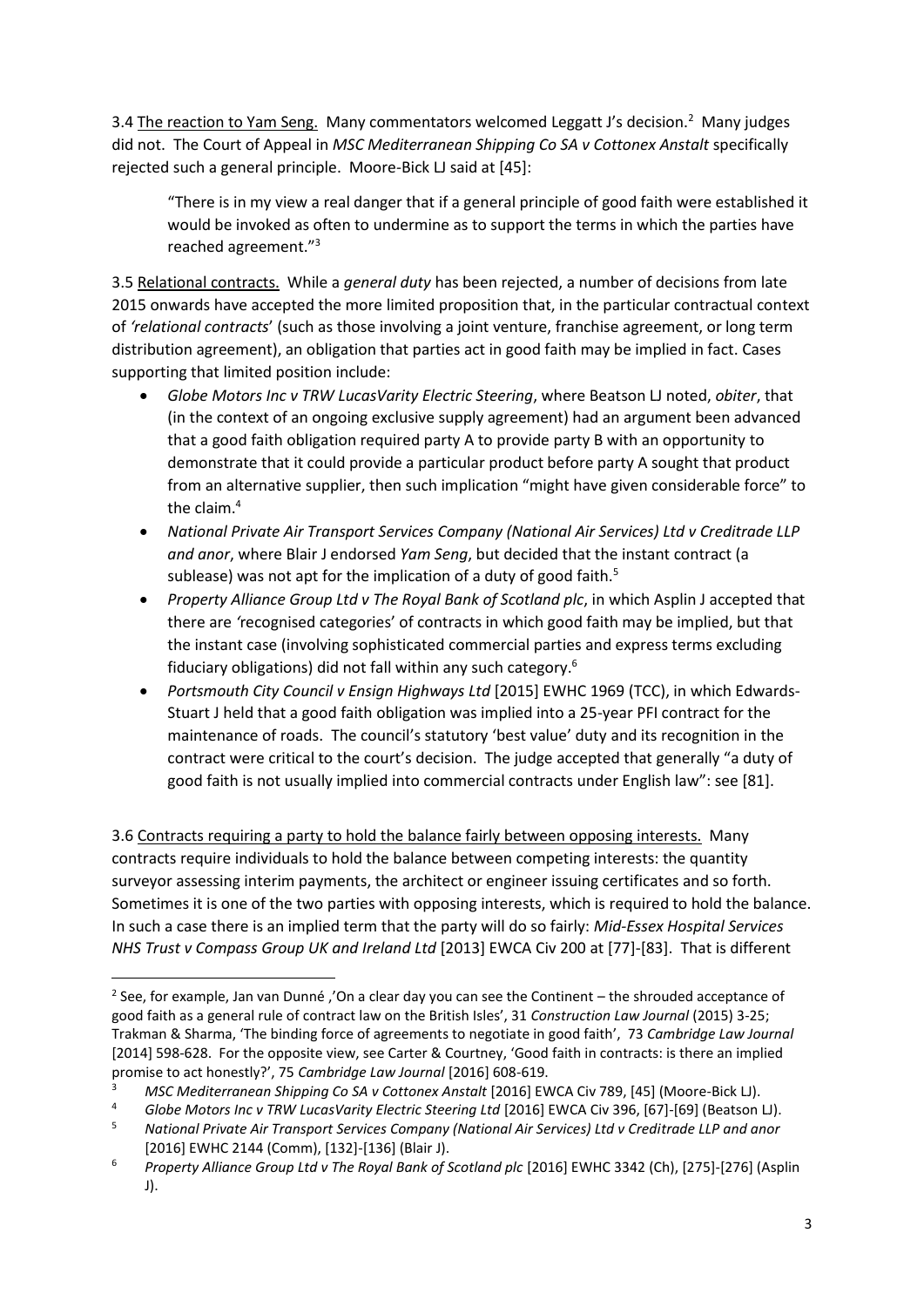3.4 The reaction to Yam Seng. Many commentators welcomed Leggatt J's decision.[2] Many judges did not. The Court of Appeal in *MSC Mediterranean Shipping Co SA v Cottonex Anstalt* specifically rejected such a general principle. Moore-Bick LJ said at [45]:

> "There is in my view a real danger that if a general principle of good faith were established it would be invoked as often to undermine as to support the terms in which the parties have reached agreement."[3]

3.5 Relational contracts. While a *general duty* has been rejected, a number of decisions from late 2015 onwards have accepted the more limited proposition that, in the particular contractual context of *'relational contracts*' (such as those involving a joint venture, franchise agreement, or long term distribution agreement), an obligation that parties act in good faith may be implied in fact. Cases supporting that limited position include:

- *Globe Motors Inc v TRW LucasVarity Electric Steering*, where Beatson LJ noted, *obiter*, that (in the context of an ongoing exclusive supply agreement) had an argument been advanced that a good faith obligation required party A to provide party B with an opportunity to demonstrate that it could provide a particular product before party A sought that product from an alternative supplier, then such implication "might have given considerable force" to the claim.[4]
- *National Private Air Transport Services Company (National Air Services) Ltd v Creditrade LLP and anor*, where Blair J endorsed *Yam Seng*, but decided that the instant contract (a sublease) was not apt for the implication of a duty of good faith.[5]
- *Property Alliance Group Ltd v The Royal Bank of Scotland plc*, in which Asplin J accepted that there are *'*recognised categories' of contracts in which good faith may be implied, but that the instant case (involving sophisticated commercial parties and express terms excluding fiduciary obligations) did not fall within any such category.[6]
- *Portsmouth City Council v Ensign Highways Ltd* [2015] EWHC 1969 (TCC), in which Edwards-Stuart J held that a good faith obligation was implied into a 25-year PFI contract for the maintenance of roads. The council's statutory 'best value' duty and its recognition in the contract were critical to the court's decision. The judge accepted that generally "a duty of good faith is not usually implied into commercial contracts under English law": see [81].

3.6 Contracts requiring a party to hold the balance fairly between opposing interests. Many contracts require individuals to hold the balance between competing interests: the quantity surveyor assessing interim payments, the architect or engineer issuing certificates and so forth. Sometimes it is one of the two parties with opposing interests, which is required to hold the balance. In such a case there is an implied term that the party will do so fairly: *Mid-Essex Hospital Services NHS Trust v Compass Group UK and Ireland Ltd* [2013] EWCA Civ 200 at [77]-[83]. That is different

---

[2] See, for example, Jan van Dunné ,'On a clear day you can see the Continent – the shrouded acceptance of good faith as a general rule of contract law on the British Isles', 31 *Construction Law Journal* (2015) 3-25; Trakman & Sharma, 'The binding force of agreements to negotiate in good faith', 73 *Cambridge Law Journal* [2014] 598-628. For the opposite view, see Carter & Courtney, 'Good faith in contracts: is there an implied promise to act honestly?', 75 *Cambridge Law Journal* [2016] 608-619.

[3] *MSC Mediterranean Shipping Co SA v Cottonex Anstalt* [2016] EWCA Civ 789, [45] (Moore-Bick LJ).

[4] *Globe Motors Inc v TRW LucasVarity Electric Steering Ltd* [2016] EWCA Civ 396, [67]-[69] (Beatson LJ).

[5] *National Private Air Transport Services Company (National Air Services) Ltd v Creditrade LLP and anor* [2016] EWHC 2144 (Comm), [132]-[136] (Blair J).

[6] *Property Alliance Group Ltd v The Royal Bank of Scotland plc* [2016] EWHC 3342 (Ch), [275]-[276] (Asplin J).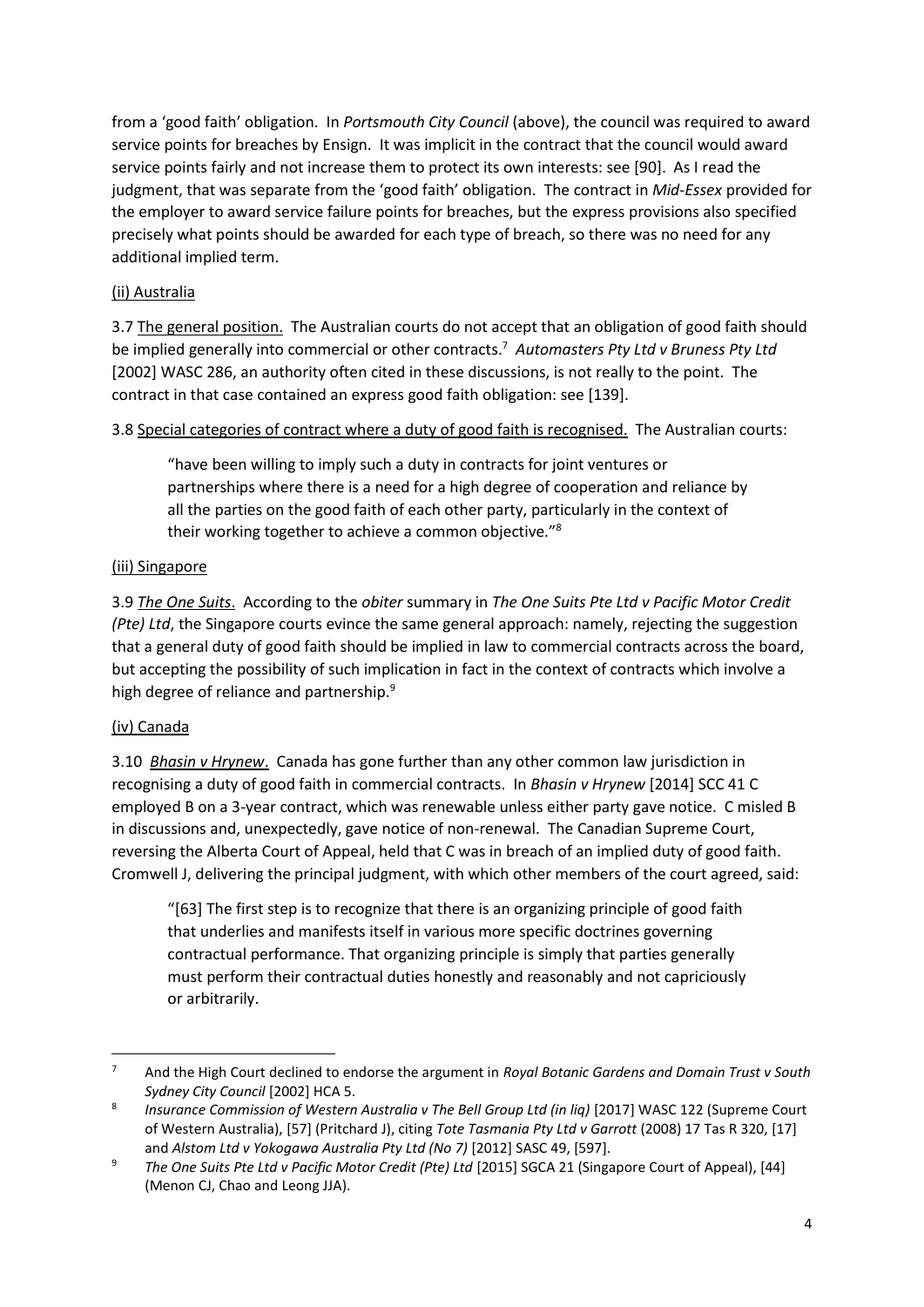from a 'good faith' obligation. In *Portsmouth City Council* (above), the council was required to award service points for breaches by Ensign. It was implicit in the contract that the council would award service points fairly and not increase them to protect its own interests: see [90]. As I read the judgment, that was separate from the 'good faith' obligation. The contract in *Mid-Essex* provided for the employer to award service failure points for breaches, but the express provisions also specified precisely what points should be awarded for each type of breach, so there was no need for any additional implied term.

(ii) Australia

3.7 The general position. The Australian courts do not accept that an obligation of good faith should be implied generally into commercial or other contracts.[7] *Automasters Pty Ltd v Bruness Pty Ltd* [2002] WASC 286, an authority often cited in these discussions, is not really to the point. The contract in that case contained an express good faith obligation: see [139].

3.8 Special categories of contract where a duty of good faith is recognised. The Australian courts:

> "have been willing to imply such a duty in contracts for joint ventures or partnerships where there is a need for a high degree of cooperation and reliance by all the parties on the good faith of each other party, particularly in the context of their working together to achieve a common objective."[8]

(iii) Singapore

3.9 *The One Suits*. According to the *obiter* summary in *The One Suits Pte Ltd v Pacific Motor Credit (Pte) Ltd*, the Singapore courts evince the same general approach: namely, rejecting the suggestion that a general duty of good faith should be implied in law to commercial contracts across the board, but accepting the possibility of such implication in fact in the context of contracts which involve a high degree of reliance and partnership.[9]

(iv) Canada

3.10 *Bhasin v Hrynew*. Canada has gone further than any other common law jurisdiction in recognising a duty of good faith in commercial contracts. In *Bhasin v Hrynew* [2014] SCC 41 C employed B on a 3-year contract, which was renewable unless either party gave notice. C misled B in discussions and, unexpectedly, gave notice of non-renewal. The Canadian Supreme Court, reversing the Alberta Court of Appeal, held that C was in breach of an implied duty of good faith. Cromwell J, delivering the principal judgment, with which other members of the court agreed, said:

> "[63] The first step is to recognize that there is an organizing principle of good faith that underlies and manifests itself in various more specific doctrines governing contractual performance. That organizing principle is simply that parties generally must perform their contractual duties honestly and reasonably and not capriciously or arbitrarily.

---

[7] And the High Court declined to endorse the argument in *Royal Botanic Gardens and Domain Trust v South Sydney City Council* [2002] HCA 5.

[8] *Insurance Commission of Western Australia v The Bell Group Ltd (in liq)* [2017] WASC 122 (Supreme Court of Western Australia), [57] (Pritchard J), citing *Tote Tasmania Pty Ltd v Garrott* (2008) 17 Tas R 320, [17] and *Alstom Ltd v Yokogawa Australia Pty Ltd (No 7)* [2012] SASC 49, [597].

[9] *The One Suits Pte Ltd v Pacific Motor Credit (Pte) Ltd* [2015] SGCA 21 (Singapore Court of Appeal), [44] (Menon CJ, Chao and Leong JJA).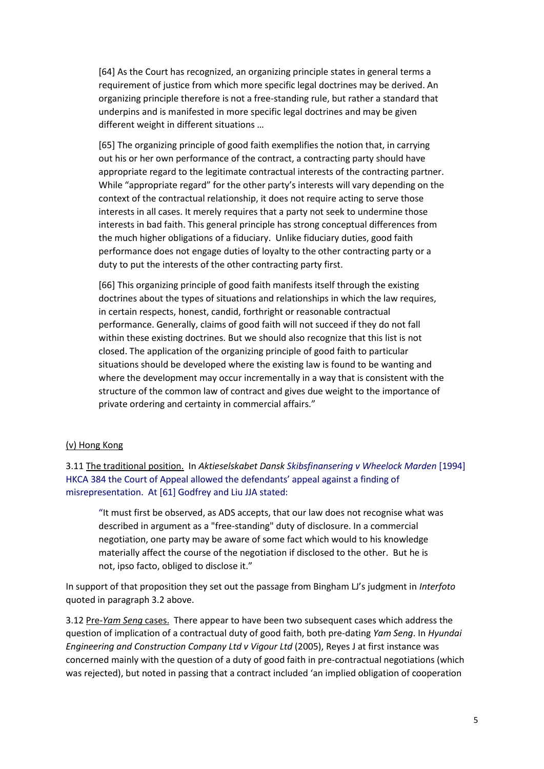> [64] As the Court has recognized, an organizing principle states in general terms a requirement of justice from which more specific legal doctrines may be derived. An organizing principle therefore is not a free-standing rule, but rather a standard that underpins and is manifested in more specific legal doctrines and may be given different weight in different situations …
>
> [65] The organizing principle of good faith exemplifies the notion that, in carrying out his or her own performance of the contract, a contracting party should have appropriate regard to the legitimate contractual interests of the contracting partner. While "appropriate regard" for the other party's interests will vary depending on the context of the contractual relationship, it does not require acting to serve those interests in all cases. It merely requires that a party not seek to undermine those interests in bad faith. This general principle has strong conceptual differences from the much higher obligations of a fiduciary. Unlike fiduciary duties, good faith performance does not engage duties of loyalty to the other contracting party or a duty to put the interests of the other contracting party first.
>
> [66] This organizing principle of good faith manifests itself through the existing doctrines about the types of situations and relationships in which the law requires, in certain respects, honest, candid, forthright or reasonable contractual performance. Generally, claims of good faith will not succeed if they do not fall within these existing doctrines. But we should also recognize that this list is not closed. The application of the organizing principle of good faith to particular situations should be developed where the existing law is found to be wanting and where the development may occur incrementally in a way that is consistent with the structure of the common law of contract and gives due weight to the importance of private ordering and certainty in commercial affairs."

(v) Hong Kong

3.11 The traditional position. In *Aktieselskabet Dansk Skibsfinansering v Wheelock Marden* [1994] HKCA 384 the Court of Appeal allowed the defendants' appeal against a finding of misrepresentation. At [61] Godfrey and Liu JJA stated:

> "It must first be observed, as ADS accepts, that our law does not recognise what was described in argument as a "free-standing" duty of disclosure. In a commercial negotiation, one party may be aware of some fact which would to his knowledge materially affect the course of the negotiation if disclosed to the other. But he is not, ipso facto, obliged to disclose it."

In support of that proposition they set out the passage from Bingham LJ's judgment in *Interfoto* quoted in paragraph 3.2 above.

3.12 Pre-*Yam Seng* cases. There appear to have been two subsequent cases which address the question of implication of a contractual duty of good faith, both pre-dating *Yam Seng*. In *Hyundai Engineering and Construction Company Ltd v Vigour Ltd* (2005), Reyes J at first instance was concerned mainly with the question of a duty of good faith in pre-contractual negotiations (which was rejected), but noted in passing that a contract included 'an implied obligation of cooperation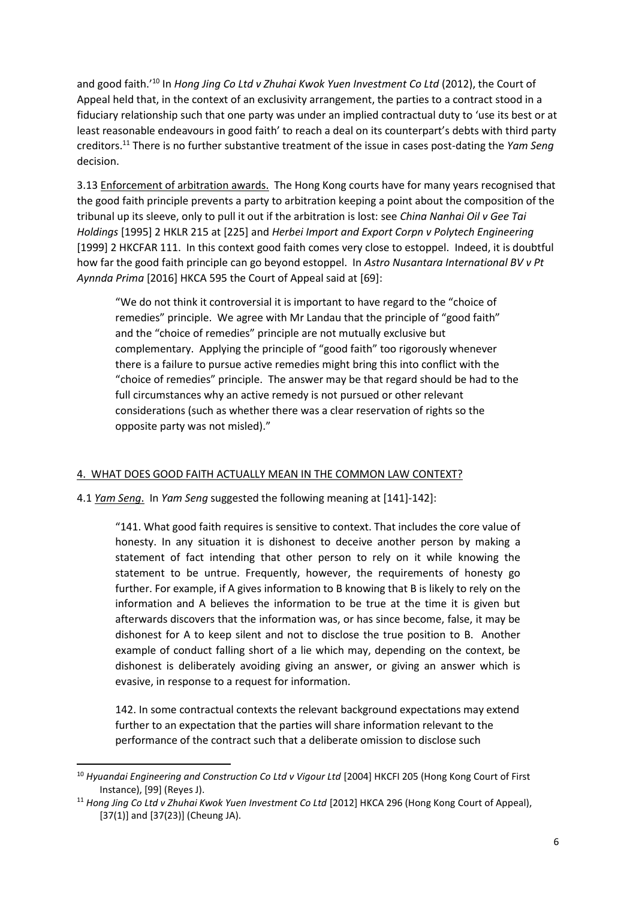and good faith.'[10] In *Hong Jing Co Ltd v Zhuhai Kwok Yuen Investment Co Ltd* (2012), the Court of Appeal held that, in the context of an exclusivity arrangement, the parties to a contract stood in a fiduciary relationship such that one party was under an implied contractual duty to 'use its best or at least reasonable endeavours in good faith' to reach a deal on its counterpart's debts with third party creditors.[11] There is no further substantive treatment of the issue in cases post-dating the *Yam Seng* decision.

3.13 Enforcement of arbitration awards. The Hong Kong courts have for many years recognised that the good faith principle prevents a party to arbitration keeping a point about the composition of the tribunal up its sleeve, only to pull it out if the arbitration is lost: see *China Nanhai Oil v Gee Tai Holdings* [1995] 2 HKLR 215 at [225] and *Herbei Import and Export Corpn v Polytech Engineering* [1999] 2 HKCFAR 111. In this context good faith comes very close to estoppel. Indeed, it is doubtful how far the good faith principle can go beyond estoppel. In *Astro Nusantara International BV v Pt Aynnda Prima* [2016] HKCA 595 the Court of Appeal said at [69]:

> "We do not think it controversial it is important to have regard to the "choice of remedies" principle. We agree with Mr Landau that the principle of "good faith" and the "choice of remedies" principle are not mutually exclusive but complementary. Applying the principle of "good faith" too rigorously whenever there is a failure to pursue active remedies might bring this into conflict with the "choice of remedies" principle. The answer may be that regard should be had to the full circumstances why an active remedy is not pursued or other relevant considerations (such as whether there was a clear reservation of rights so the opposite party was not misled)."

## 4. WHAT DOES GOOD FAITH ACTUALLY MEAN IN THE COMMON LAW CONTEXT?

4.1 *Yam Seng*. In *Yam Seng* suggested the following meaning at [141]-142]:

> "141. What good faith requires is sensitive to context. That includes the core value of honesty. In any situation it is dishonest to deceive another person by making a statement of fact intending that other person to rely on it while knowing the statement to be untrue. Frequently, however, the requirements of honesty go further. For example, if A gives information to B knowing that B is likely to rely on the information and A believes the information to be true at the time it is given but afterwards discovers that the information was, or has since become, false, it may be dishonest for A to keep silent and not to disclose the true position to B. Another example of conduct falling short of a lie which may, depending on the context, be dishonest is deliberately avoiding giving an answer, or giving an answer which is evasive, in response to a request for information.
>
> 142. In some contractual contexts the relevant background expectations may extend further to an expectation that the parties will share information relevant to the performance of the contract such that a deliberate omission to disclose such

---

[10] *Hyuandai Engineering and Construction Co Ltd v Vigour Ltd* [2004] HKCFI 205 (Hong Kong Court of First Instance), [99] (Reyes J).

[11] *Hong Jing Co Ltd v Zhuhai Kwok Yuen Investment Co Ltd* [2012] HKCA 296 (Hong Kong Court of Appeal), [37(1)] and [37(23)] (Cheung JA).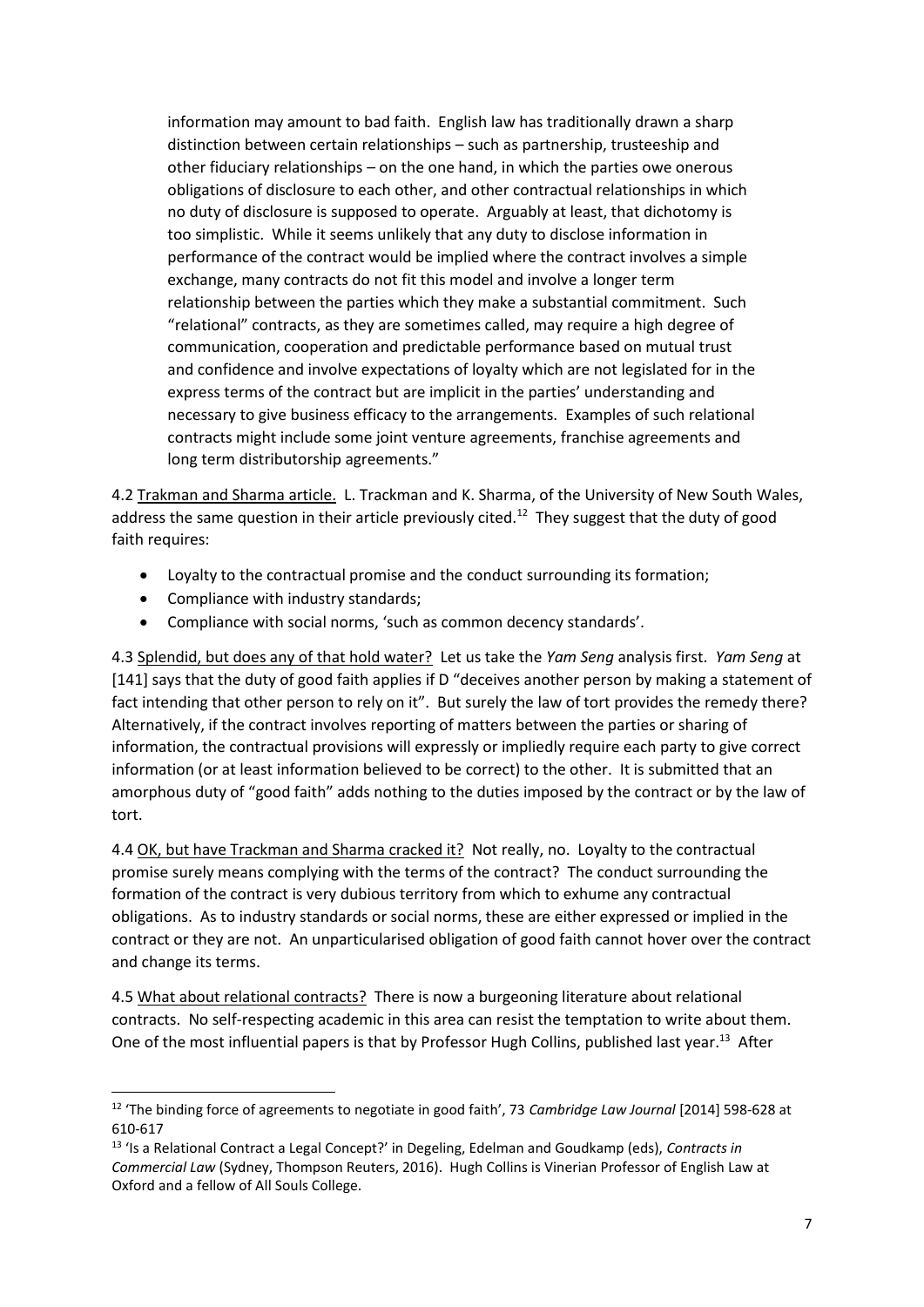> information may amount to bad faith. English law has traditionally drawn a sharp distinction between certain relationships – such as partnership, trusteeship and other fiduciary relationships – on the one hand, in which the parties owe onerous obligations of disclosure to each other, and other contractual relationships in which no duty of disclosure is supposed to operate. Arguably at least, that dichotomy is too simplistic. While it seems unlikely that any duty to disclose information in performance of the contract would be implied where the contract involves a simple exchange, many contracts do not fit this model and involve a longer term relationship between the parties which they make a substantial commitment. Such "relational" contracts, as they are sometimes called, may require a high degree of communication, cooperation and predictable performance based on mutual trust and confidence and involve expectations of loyalty which are not legislated for in the express terms of the contract but are implicit in the parties' understanding and necessary to give business efficacy to the arrangements. Examples of such relational contracts might include some joint venture agreements, franchise agreements and long term distributorship agreements."

4.2 Trakman and Sharma article. L. Trackman and K. Sharma, of the University of New South Wales, address the same question in their article previously cited.[12] They suggest that the duty of good faith requires:

- Loyalty to the contractual promise and the conduct surrounding its formation;
- Compliance with industry standards;
- Compliance with social norms, 'such as common decency standards'.

4.3 Splendid, but does any of that hold water? Let us take the *Yam Seng* analysis first. *Yam Seng* at [141] says that the duty of good faith applies if D "deceives another person by making a statement of fact intending that other person to rely on it". But surely the law of tort provides the remedy there? Alternatively, if the contract involves reporting of matters between the parties or sharing of information, the contractual provisions will expressly or impliedly require each party to give correct information (or at least information believed to be correct) to the other. It is submitted that an amorphous duty of "good faith" adds nothing to the duties imposed by the contract or by the law of tort.

4.4 OK, but have Trackman and Sharma cracked it? Not really, no. Loyalty to the contractual promise surely means complying with the terms of the contract? The conduct surrounding the formation of the contract is very dubious territory from which to exhume any contractual obligations. As to industry standards or social norms, these are either expressed or implied in the contract or they are not. An unparticularised obligation of good faith cannot hover over the contract and change its terms.

4.5 What about relational contracts? There is now a burgeoning literature about relational contracts. No self-respecting academic in this area can resist the temptation to write about them. One of the most influential papers is that by Professor Hugh Collins, published last year.[13] After

---

[12] 'The binding force of agreements to negotiate in good faith', 73 *Cambridge Law Journal* [2014] 598-628 at 610-617

[13] 'Is a Relational Contract a Legal Concept?' in Degeling, Edelman and Goudkamp (eds), *Contracts in Commercial Law* (Sydney, Thompson Reuters, 2016). Hugh Collins is Vinerian Professor of English Law at Oxford and a fellow of All Souls College.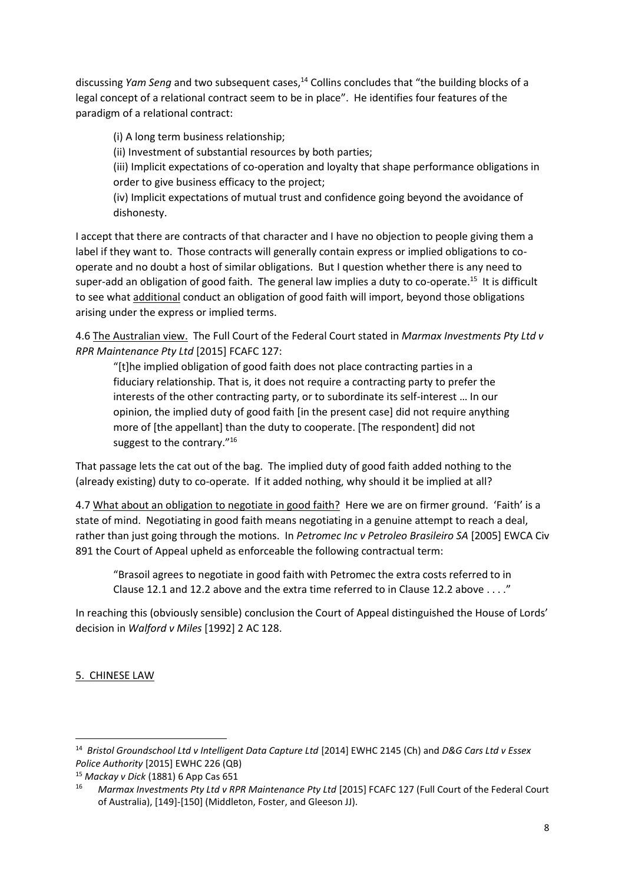discussing *Yam Seng* and two subsequent cases,[14] Collins concludes that "the building blocks of a legal concept of a relational contract seem to be in place". He identifies four features of the paradigm of a relational contract:

> (i) A long term business relationship;
> (ii) Investment of substantial resources by both parties;
> (iii) Implicit expectations of co-operation and loyalty that shape performance obligations in order to give business efficacy to the project;
> (iv) Implicit expectations of mutual trust and confidence going beyond the avoidance of dishonesty.

I accept that there are contracts of that character and I have no objection to people giving them a label if they want to. Those contracts will generally contain express or implied obligations to co-operate and no doubt a host of similar obligations. But I question whether there is any need to super-add an obligation of good faith. The general law implies a duty to co-operate.[15] It is difficult to see what <u>additional</u> conduct an obligation of good faith will import, beyond those obligations arising under the express or implied terms.

4.6 <u>The Australian view.</u> The Full Court of the Federal Court stated in *Marmax Investments Pty Ltd v RPR Maintenance Pty Ltd* [2015] FCAFC 127:

> "[t]he implied obligation of good faith does not place contracting parties in a fiduciary relationship. That is, it does not require a contracting party to prefer the interests of the other contracting party, or to subordinate its self-interest … In our opinion, the implied duty of good faith [in the present case] did not require anything more of [the appellant] than the duty to cooperate. [The respondent] did not suggest to the contrary."[16]

That passage lets the cat out of the bag. The implied duty of good faith added nothing to the (already existing) duty to co-operate. If it added nothing, why should it be implied at all?

4.7 <u>What about an obligation to negotiate in good faith?</u> Here we are on firmer ground. 'Faith' is a state of mind. Negotiating in good faith means negotiating in a genuine attempt to reach a deal, rather than just going through the motions. In *Petromec Inc v Petroleo Brasileiro SA* [2005] EWCA Civ 891 the Court of Appeal upheld as enforceable the following contractual term:

> "Brasoil agrees to negotiate in good faith with Petromec the extra costs referred to in Clause 12.1 and 12.2 above and the extra time referred to in Clause 12.2 above . . . ."

In reaching this (obviously sensible) conclusion the Court of Appeal distinguished the House of Lords' decision in *Walford v Miles* [1992] 2 AC 128.

## <u>5. CHINESE LAW</u>

---

[14] *Bristol Groundschool Ltd v Intelligent Data Capture Ltd* [2014] EWHC 2145 (Ch) and *D&G Cars Ltd v Essex Police Authority* [2015] EWHC 226 (QB)

[15] *Mackay v Dick* (1881) 6 App Cas 651

[16] *Marmax Investments Pty Ltd v RPR Maintenance Pty Ltd* [2015] FCAFC 127 (Full Court of the Federal Court of Australia), [149]-[150] (Middleton, Foster, and Gleeson JJ).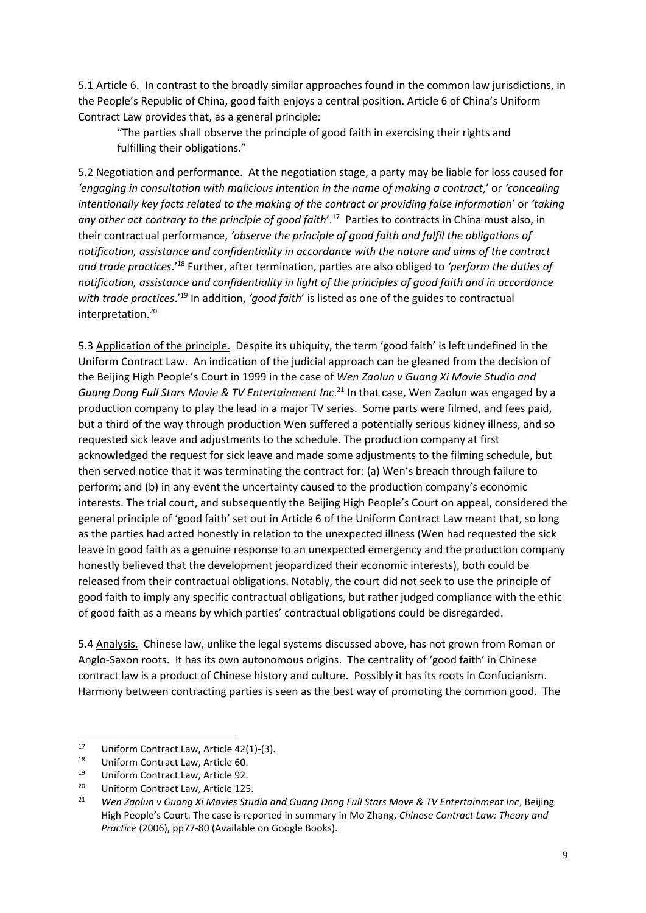5.1 Article 6. In contrast to the broadly similar approaches found in the common law jurisdictions, in the People's Republic of China, good faith enjoys a central position. Article 6 of China's Uniform Contract Law provides that, as a general principle:

> "The parties shall observe the principle of good faith in exercising their rights and fulfilling their obligations."

5.2 Negotiation and performance. At the negotiation stage, a party may be liable for loss caused for *'engaging in consultation with malicious intention in the name of making a contract*,' or *'concealing intentionally key facts related to the making of the contract or providing false information*' or *'taking any other act contrary to the principle of good faith*'.[17] Parties to contracts in China must also, in their contractual performance, *'observe the principle of good faith and fulfil the obligations of notification, assistance and confidentiality in accordance with the nature and aims of the contract and trade practices*.'[18] Further, after termination, parties are also obliged to *'perform the duties of notification, assistance and confidentiality in light of the principles of good faith and in accordance with trade practices*.'[19] In addition, *'good faith*' is listed as one of the guides to contractual interpretation.[20]

5.3 Application of the principle. Despite its ubiquity, the term 'good faith' is left undefined in the Uniform Contract Law. An indication of the judicial approach can be gleaned from the decision of the Beijing High People's Court in 1999 in the case of *Wen Zaolun v Guang Xi Movie Studio and Guang Dong Full Stars Movie & TV Entertainment Inc*.[21] In that case, Wen Zaolun was engaged by a production company to play the lead in a major TV series. Some parts were filmed, and fees paid, but a third of the way through production Wen suffered a potentially serious kidney illness, and so requested sick leave and adjustments to the schedule. The production company at first acknowledged the request for sick leave and made some adjustments to the filming schedule, but then served notice that it was terminating the contract for: (a) Wen's breach through failure to perform; and (b) in any event the uncertainty caused to the production company's economic interests. The trial court, and subsequently the Beijing High People's Court on appeal, considered the general principle of 'good faith' set out in Article 6 of the Uniform Contract Law meant that, so long as the parties had acted honestly in relation to the unexpected illness (Wen had requested the sick leave in good faith as a genuine response to an unexpected emergency and the production company honestly believed that the development jeopardized their economic interests), both could be released from their contractual obligations. Notably, the court did not seek to use the principle of good faith to imply any specific contractual obligations, but rather judged compliance with the ethic of good faith as a means by which parties' contractual obligations could be disregarded.

5.4 Analysis. Chinese law, unlike the legal systems discussed above, has not grown from Roman or Anglo-Saxon roots. It has its own autonomous origins. The centrality of 'good faith' in Chinese contract law is a product of Chinese history and culture. Possibly it has its roots in Confucianism. Harmony between contracting parties is seen as the best way of promoting the common good. The

---

[17] Uniform Contract Law, Article 42(1)-(3).

[18] Uniform Contract Law, Article 60.

[19] Uniform Contract Law, Article 92.

[20] Uniform Contract Law, Article 125.

[21] *Wen Zaolun v Guang Xi Movies Studio and Guang Dong Full Stars Move & TV Entertainment Inc*, Beijing High People's Court. The case is reported in summary in Mo Zhang, *Chinese Contract Law: Theory and Practice* (2006), pp77-80 (Available on Google Books).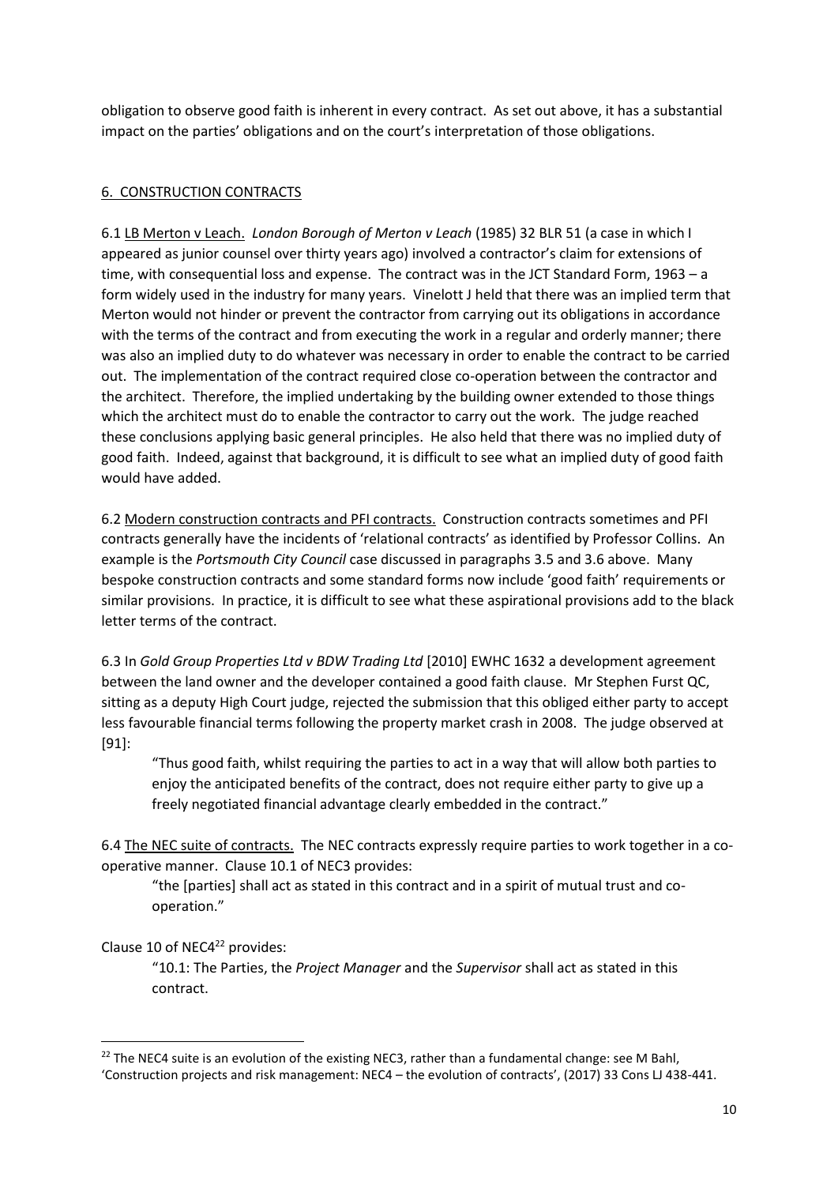obligation to observe good faith is inherent in every contract. As set out above, it has a substantial impact on the parties' obligations and on the court's interpretation of those obligations.

## 6. CONSTRUCTION CONTRACTS

6.1 LB Merton v Leach. *London Borough of Merton v Leach* (1985) 32 BLR 51 (a case in which I appeared as junior counsel over thirty years ago) involved a contractor's claim for extensions of time, with consequential loss and expense. The contract was in the JCT Standard Form, 1963 – a form widely used in the industry for many years. Vinelott J held that there was an implied term that Merton would not hinder or prevent the contractor from carrying out its obligations in accordance with the terms of the contract and from executing the work in a regular and orderly manner; there was also an implied duty to do whatever was necessary in order to enable the contract to be carried out. The implementation of the contract required close co-operation between the contractor and the architect. Therefore, the implied undertaking by the building owner extended to those things which the architect must do to enable the contractor to carry out the work. The judge reached these conclusions applying basic general principles. He also held that there was no implied duty of good faith. Indeed, against that background, it is difficult to see what an implied duty of good faith would have added.

6.2 Modern construction contracts and PFI contracts. Construction contracts sometimes and PFI contracts generally have the incidents of 'relational contracts' as identified by Professor Collins. An example is the *Portsmouth City Council* case discussed in paragraphs 3.5 and 3.6 above. Many bespoke construction contracts and some standard forms now include 'good faith' requirements or similar provisions. In practice, it is difficult to see what these aspirational provisions add to the black letter terms of the contract.

6.3 In *Gold Group Properties Ltd v BDW Trading Ltd* [2010] EWHC 1632 a development agreement between the land owner and the developer contained a good faith clause. Mr Stephen Furst QC, sitting as a deputy High Court judge, rejected the submission that this obliged either party to accept less favourable financial terms following the property market crash in 2008. The judge observed at [91]:

> "Thus good faith, whilst requiring the parties to act in a way that will allow both parties to enjoy the anticipated benefits of the contract, does not require either party to give up a freely negotiated financial advantage clearly embedded in the contract."

6.4 The NEC suite of contracts. The NEC contracts expressly require parties to work together in a co-operative manner. Clause 10.1 of NEC3 provides:

> "the [parties] shall act as stated in this contract and in a spirit of mutual trust and co-operation."

Clause 10 of NEC4[22] provides:

> "10.1: The Parties, the *Project Manager* and the *Supervisor* shall act as stated in this contract.

[22] The NEC4 suite is an evolution of the existing NEC3, rather than a fundamental change: see M Bahl, 'Construction projects and risk management: NEC4 – the evolution of contracts', (2017) 33 Cons LJ 438-441.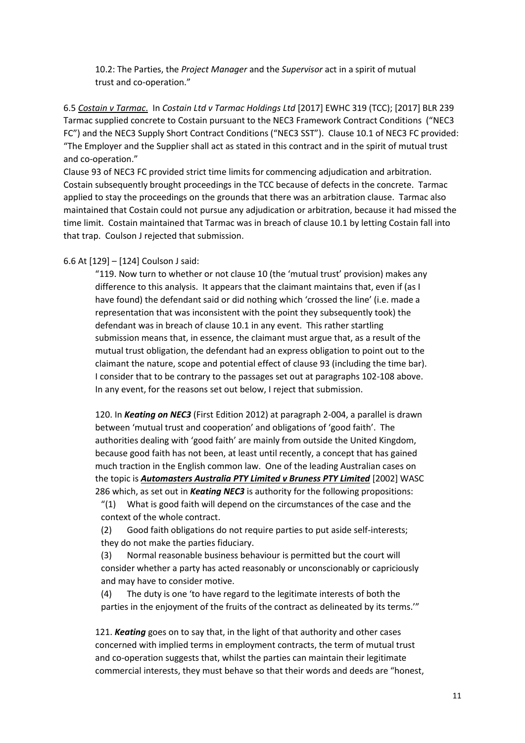10.2: The Parties, the *Project Manager* and the *Supervisor* act in a spirit of mutual trust and co-operation."

6.5 ***Costain v Tarmac.*** In *Costain Ltd v Tarmac Holdings Ltd* [2017] EWHC 319 (TCC); [2017] BLR 239 Tarmac supplied concrete to Costain pursuant to the NEC3 Framework Contract Conditions ("NEC3 FC") and the NEC3 Supply Short Contract Conditions ("NEC3 SST"). Clause 10.1 of NEC3 FC provided: "The Employer and the Supplier shall act as stated in this contract and in the spirit of mutual trust and co-operation."

Clause 93 of NEC3 FC provided strict time limits for commencing adjudication and arbitration. Costain subsequently brought proceedings in the TCC because of defects in the concrete. Tarmac applied to stay the proceedings on the grounds that there was an arbitration clause. Tarmac also maintained that Costain could not pursue any adjudication or arbitration, because it had missed the time limit. Costain maintained that Tarmac was in breach of clause 10.1 by letting Costain fall into that trap. Coulson J rejected that submission.

6.6 At [129] – [124] Coulson J said:

> "119. Now turn to whether or not clause 10 (the 'mutual trust' provision) makes any difference to this analysis. It appears that the claimant maintains that, even if (as I have found) the defendant said or did nothing which 'crossed the line' (i.e. made a representation that was inconsistent with the point they subsequently took) the defendant was in breach of clause 10.1 in any event. This rather startling submission means that, in essence, the claimant must argue that, as a result of the mutual trust obligation, the defendant had an express obligation to point out to the claimant the nature, scope and potential effect of clause 93 (including the time bar). I consider that to be contrary to the passages set out at paragraphs 102-108 above. In any event, for the reasons set out below, I reject that submission.
>
> 120. In ***Keating on NEC3*** (First Edition 2012) at paragraph 2-004, a parallel is drawn between 'mutual trust and cooperation' and obligations of 'good faith'. The authorities dealing with 'good faith' are mainly from outside the United Kingdom, because good faith has not been, at least until recently, a concept that has gained much traction in the English common law. One of the leading Australian cases on the topic is ***Automasters Australia PTY Limited v Bruness PTY Limited*** [2002] WASC 286 which, as set out in ***Keating NEC3*** is authority for the following propositions:
>
> "(1) What is good faith will depend on the circumstances of the case and the context of the whole contract.
>
> (2) Good faith obligations do not require parties to put aside self-interests; they do not make the parties fiduciary.
>
> (3) Normal reasonable business behaviour is permitted but the court will consider whether a party has acted reasonably or unconscionably or capriciously and may have to consider motive.
>
> (4) The duty is one 'to have regard to the legitimate interests of both the parties in the enjoyment of the fruits of the contract as delineated by its terms.'"
>
> 121. ***Keating*** goes on to say that, in the light of that authority and other cases concerned with implied terms in employment contracts, the term of mutual trust and co-operation suggests that, whilst the parties can maintain their legitimate commercial interests, they must behave so that their words and deeds are "honest,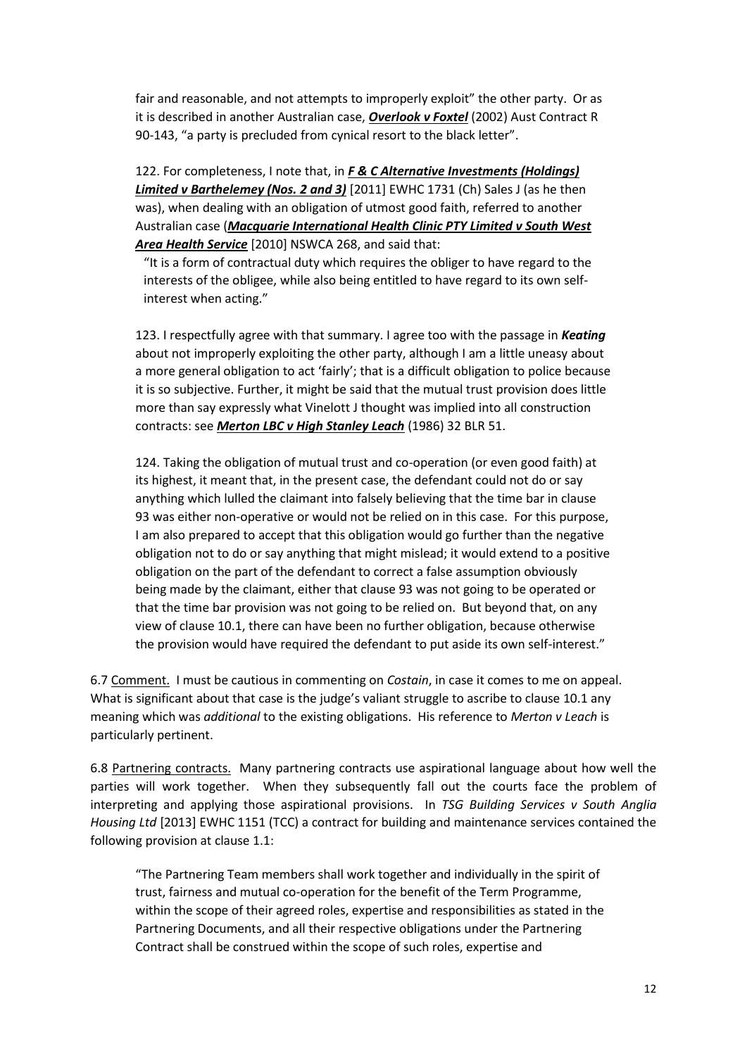fair and reasonable, and not attempts to improperly exploit" the other party. Or as it is described in another Australian case, ***Overlook v Foxtel*** (2002) Aust Contract R 90-143, "a party is precluded from cynical resort to the black letter".

122. For completeness, I note that, in ***F & C Alternative Investments (Holdings) Limited v Barthelemey (Nos. 2 and 3)*** [2011] EWHC 1731 (Ch) Sales J (as he then was), when dealing with an obligation of utmost good faith, referred to another Australian case (***Macquarie International Health Clinic PTY Limited v South West Area Health Service*** [2010] NSWCA 268, and said that:

> "It is a form of contractual duty which requires the obliger to have regard to the interests of the obligee, while also being entitled to have regard to its own self-interest when acting."

123. I respectfully agree with that summary. I agree too with the passage in ***Keating*** about not improperly exploiting the other party, although I am a little uneasy about a more general obligation to act 'fairly'; that is a difficult obligation to police because it is so subjective. Further, it might be said that the mutual trust provision does little more than say expressly what Vinelott J thought was implied into all construction contracts: see ***Merton LBC v High Stanley Leach*** (1986) 32 BLR 51.

124. Taking the obligation of mutual trust and co-operation (or even good faith) at its highest, it meant that, in the present case, the defendant could not do or say anything which lulled the claimant into falsely believing that the time bar in clause 93 was either non-operative or would not be relied on in this case. For this purpose, I am also prepared to accept that this obligation would go further than the negative obligation not to do or say anything that might mislead; it would extend to a positive obligation on the part of the defendant to correct a false assumption obviously being made by the claimant, either that clause 93 was not going to be operated or that the time bar provision was not going to be relied on. But beyond that, on any view of clause 10.1, there can have been no further obligation, because otherwise the provision would have required the defendant to put aside its own self-interest."

6.7 Comment. I must be cautious in commenting on *Costain*, in case it comes to me on appeal. What is significant about that case is the judge's valiant struggle to ascribe to clause 10.1 any meaning which was *additional* to the existing obligations. His reference to *Merton v Leach* is particularly pertinent.

6.8 Partnering contracts. Many partnering contracts use aspirational language about how well the parties will work together. When they subsequently fall out the courts face the problem of interpreting and applying those aspirational provisions. In *TSG Building Services v South Anglia Housing Ltd* [2013] EWHC 1151 (TCC) a contract for building and maintenance services contained the following provision at clause 1.1:

> "The Partnering Team members shall work together and individually in the spirit of trust, fairness and mutual co-operation for the benefit of the Term Programme, within the scope of their agreed roles, expertise and responsibilities as stated in the Partnering Documents, and all their respective obligations under the Partnering Contract shall be construed within the scope of such roles, expertise and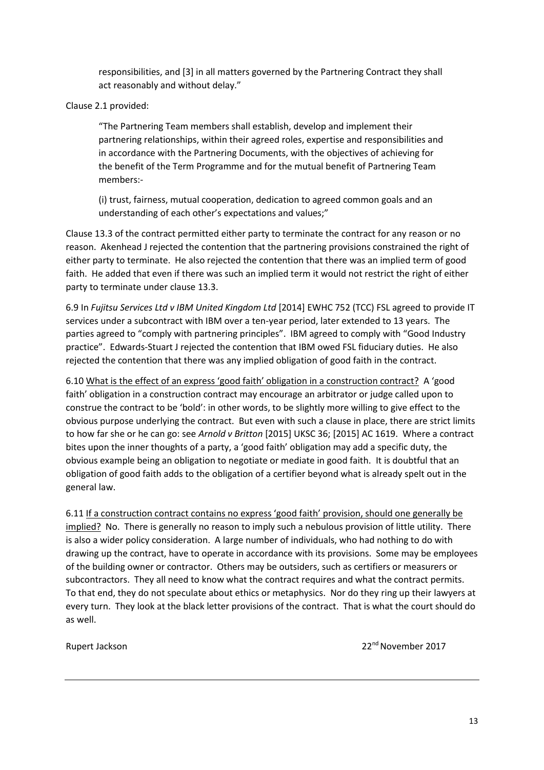> responsibilities, and [3] in all matters governed by the Partnering Contract they shall act reasonably and without delay."

Clause 2.1 provided:

> "The Partnering Team members shall establish, develop and implement their partnering relationships, within their agreed roles, expertise and responsibilities and in accordance with the Partnering Documents, with the objectives of achieving for the benefit of the Term Programme and for the mutual benefit of Partnering Team members:-
>
> (i) trust, fairness, mutual cooperation, dedication to agreed common goals and an understanding of each other's expectations and values;"

Clause 13.3 of the contract permitted either party to terminate the contract for any reason or no reason. Akenhead J rejected the contention that the partnering provisions constrained the right of either party to terminate. He also rejected the contention that there was an implied term of good faith. He added that even if there was such an implied term it would not restrict the right of either party to terminate under clause 13.3.

6.9 In *Fujitsu Services Ltd v IBM United Kingdom Ltd* [2014] EWHC 752 (TCC) FSL agreed to provide IT services under a subcontract with IBM over a ten-year period, later extended to 13 years. The parties agreed to "comply with partnering principles". IBM agreed to comply with "Good Industry practice". Edwards-Stuart J rejected the contention that IBM owed FSL fiduciary duties. He also rejected the contention that there was any implied obligation of good faith in the contract.

6.10 <u>What is the effect of an express 'good faith' obligation in a construction contract?</u> A 'good faith' obligation in a construction contract may encourage an arbitrator or judge called upon to construe the contract to be 'bold': in other words, to be slightly more willing to give effect to the obvious purpose underlying the contract. But even with such a clause in place, there are strict limits to how far she or he can go: see *Arnold v Britton* [2015] UKSC 36; [2015] AC 1619. Where a contract bites upon the inner thoughts of a party, a 'good faith' obligation may add a specific duty, the obvious example being an obligation to negotiate or mediate in good faith. It is doubtful that an obligation of good faith adds to the obligation of a certifier beyond what is already spelt out in the general law.

6.11 <u>If a construction contract contains no express 'good faith' provision, should one generally be implied?</u> No. There is generally no reason to imply such a nebulous provision of little utility. There is also a wider policy consideration. A large number of individuals, who had nothing to do with drawing up the contract, have to operate in accordance with its provisions. Some may be employees of the building owner or contractor. Others may be outsiders, such as certifiers or measurers or subcontractors. They all need to know what the contract requires and what the contract permits. To that end, they do not speculate about ethics or metaphysics. Nor do they ring up their lawyers at every turn. They look at the black letter provisions of the contract. That is what the court should do as well.

Rupert Jackson — 22nd November 2017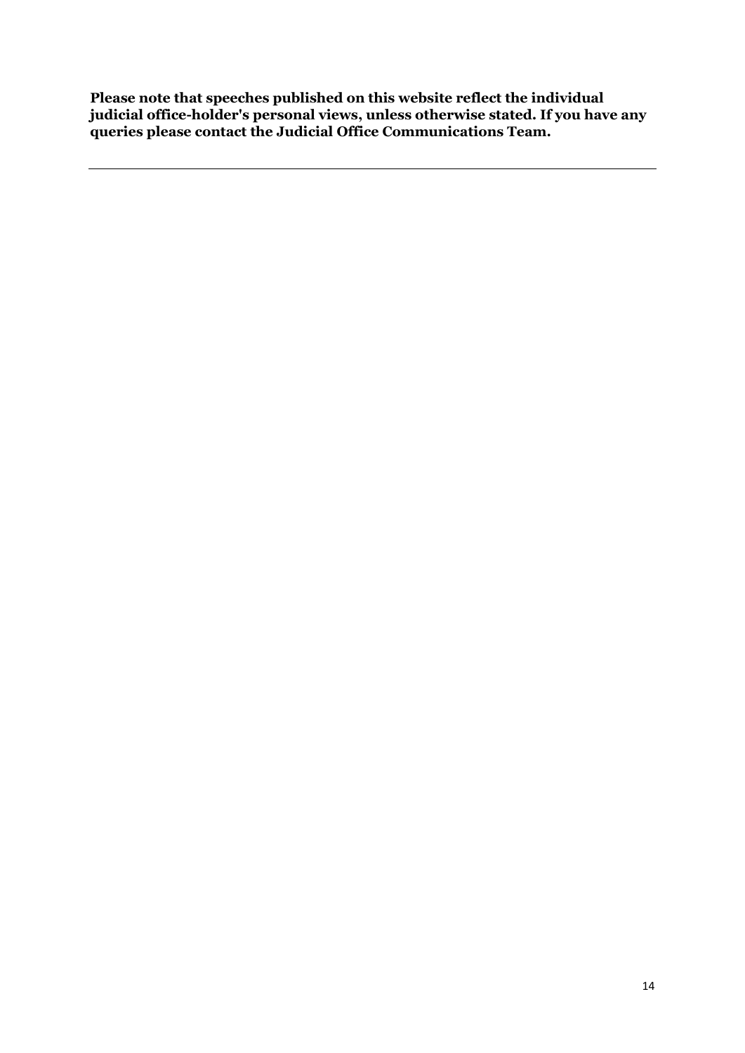**Please note that speeches published on this website reflect the individual judicial office-holder's personal views, unless otherwise stated. If you have any queries please contact the Judicial Office Communications Team.**

---